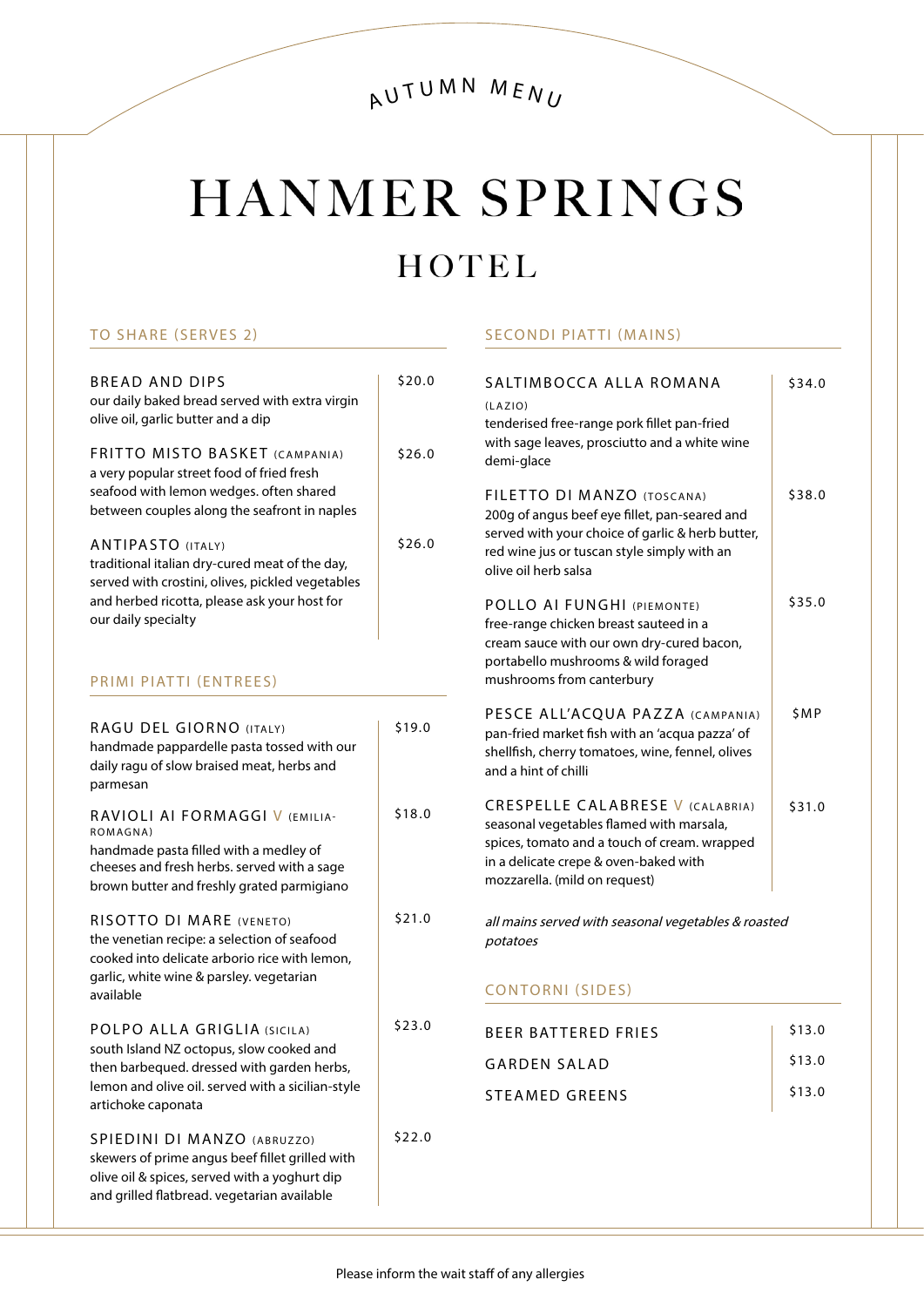AUTUMN MENU

# HANMER SPRINGS

## HOTEL

### TO SHARE (SERVES 2)

**BREAD AND DIPS** — $20.0
our daily baked bread served with extra virgin olive oil, garlic butter and a dip

**FRITTO MISTO BASKET** (CAMPANIA) — $26.0
a very popular street food of fried fresh seafood with lemon wedges. often shared between couples along the seafront in naples

**ANTIPASTO** (ITALY) — $26.0
traditional italian dry-cured meat of the day, served with crostini, olives, pickled vegetables and herbed ricotta, please ask your host for our daily specialty

### PRIMI PIATTI (ENTREES)

**RAGU DEL GIORNO** (ITALY) — $19.0
handmade pappardelle pasta tossed with our daily ragu of slow braised meat, herbs and parmesan

**RAVIOLI AI FORMAGGI** V (EMILIA-ROMAGNA) — $18.0
handmade pasta filled with a medley of cheeses and fresh herbs. served with a sage brown butter and freshly grated parmigiano

**RISOTTO DI MARE** (VENETO) — $21.0
the venetian recipe: a selection of seafood cooked into delicate arborio rice with lemon, garlic, white wine & parsley. vegetarian available

**POLPO ALLA GRIGLIA** (SICILA) — $23.0
south Island NZ octopus, slow cooked and then barbequed. dressed with garden herbs, lemon and olive oil. served with a sicilian-style artichoke caponata

**SPIEDINI DI MANZO** (ABRUZZO) — $22.0
skewers of prime angus beef fillet grilled with olive oil & spices, served with a yoghurt dip and grilled flatbread. vegetarian available

### SECONDI PIATTI (MAINS)

**SALTIMBOCCA ALLA ROMANA** (LAZIO) — $34.0
tenderised free-range pork fillet pan-fried with sage leaves, prosciutto and a white wine demi-glace

**FILETTO DI MANZO** (TOSCANA) — $38.0
200g of angus beef eye fillet, pan-seared and served with your choice of garlic & herb butter, red wine jus or tuscan style simply with an olive oil herb salsa

**POLLO AI FUNGHI** (PIEMONTE) — $35.0
free-range chicken breast sauteed in a cream sauce with our own dry-cured bacon, portabello mushrooms & wild foraged mushrooms from canterbury

**PESCE ALL'ACQUA PAZZA** (CAMPANIA) — $MP
pan-fried market fish with an 'acqua pazza' of shellfish, cherry tomatoes, wine, fennel, olives and a hint of chilli

**CRESPELLE CALABRESE** V (CALABRIA) — $31.0
seasonal vegetables flamed with marsala, spices, tomato and a touch of cream. wrapped in a delicate crepe & oven-baked with mozzarella. (mild on request)

*all mains served with seasonal vegetables & roasted potatoes*

### CONTORNI (SIDES)

**BEER BATTERED FRIES** — $13.0

**GARDEN SALAD** — $13.0

**STEAMED GREENS** — $13.0

Please inform the wait staff of any allergies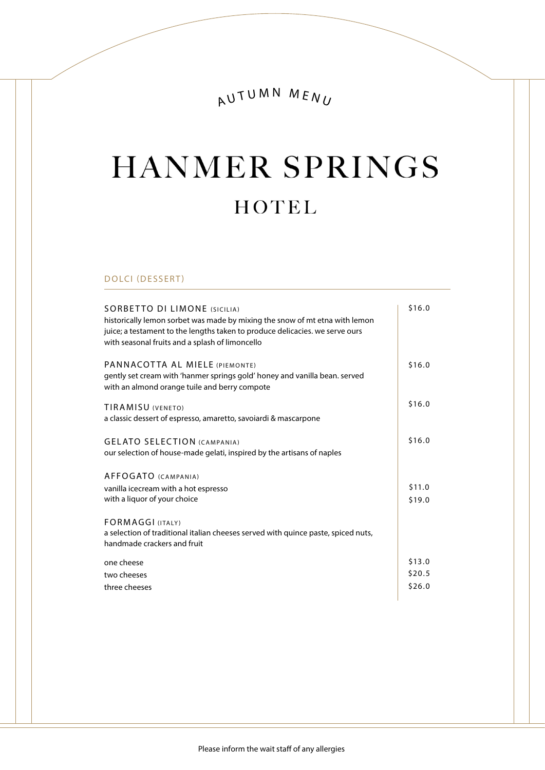AUTUMN MENU

# HANMER SPRINGS

## HOTEL

### DOLCI (DESSERT)

**SORBETTO DI LIMONE** (SICILIA) — $16.0
historically lemon sorbet was made by mixing the snow of mt etna with lemon juice; a testament to the lengths taken to produce delicacies. we serve ours with seasonal fruits and a splash of limoncello

**PANNACOTTA AL MIELE** (PIEMONTE) — $16.0
gently set cream with 'hanmer springs gold' honey and vanilla bean. served with an almond orange tuile and berry compote

**TIRAMISU** (VENETO) — $16.0
a classic dessert of espresso, amaretto, savoiardi & mascarpone

**GELATO SELECTION** (CAMPANIA) — $16.0
our selection of house-made gelati, inspired by the artisans of naples

**AFFOGATO** (CAMPANIA)
vanilla icecream with a hot espresso — $11.0
with a liquor of your choice — $19.0

**FORMAGGI** (ITALY)
a selection of traditional italian cheeses served with quince paste, spiced nuts, handmade crackers and fruit

one cheese — $13.0
two cheeses — $20.5
three cheeses — $26.0

Please inform the wait staff of any allergies